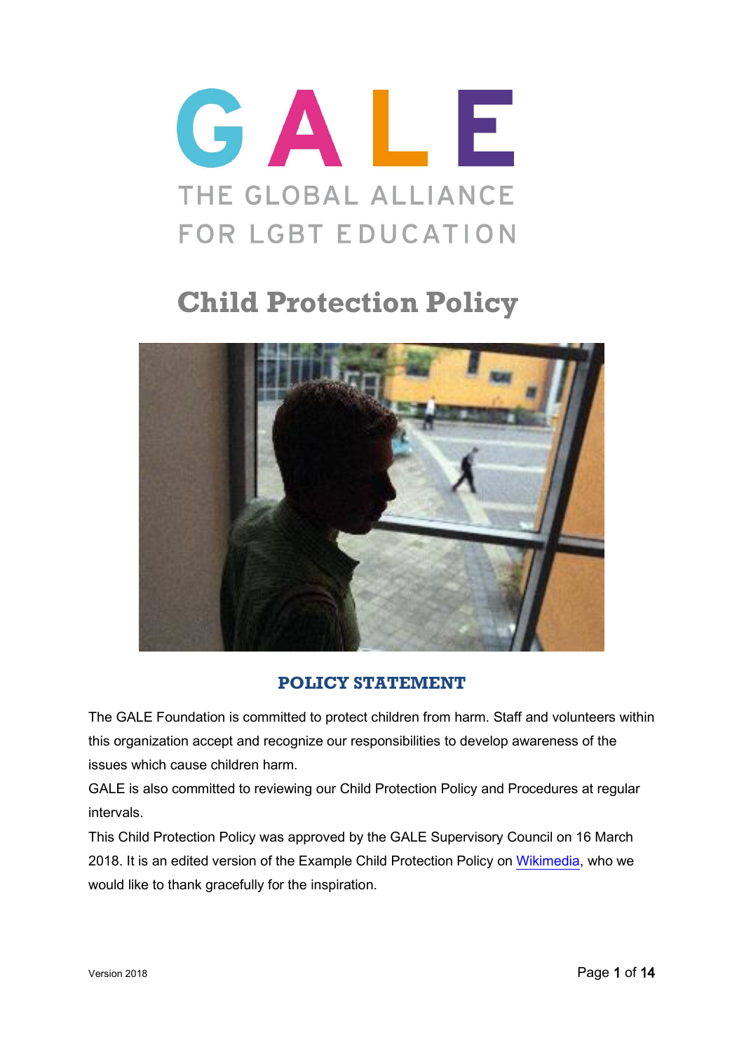# GALE

THE GLOBAL ALLIANCE FOR LGBT EDUCATION

# Child Protection Policy

## POLICY STATEMENT

The GALE Foundation is committed to protect children from harm. Staff and volunteers within this organization accept and recognize our responsibilities to develop awareness of the issues which cause children harm.

GALE is also committed to reviewing our Child Protection Policy and Procedures at regular intervals.

This Child Protection Policy was approved by the GALE Supervisory Council on 16 March 2018. It is an edited version of the Example Child Protection Policy on Wikimedia, who we would like to thank gracefully for the inspiration.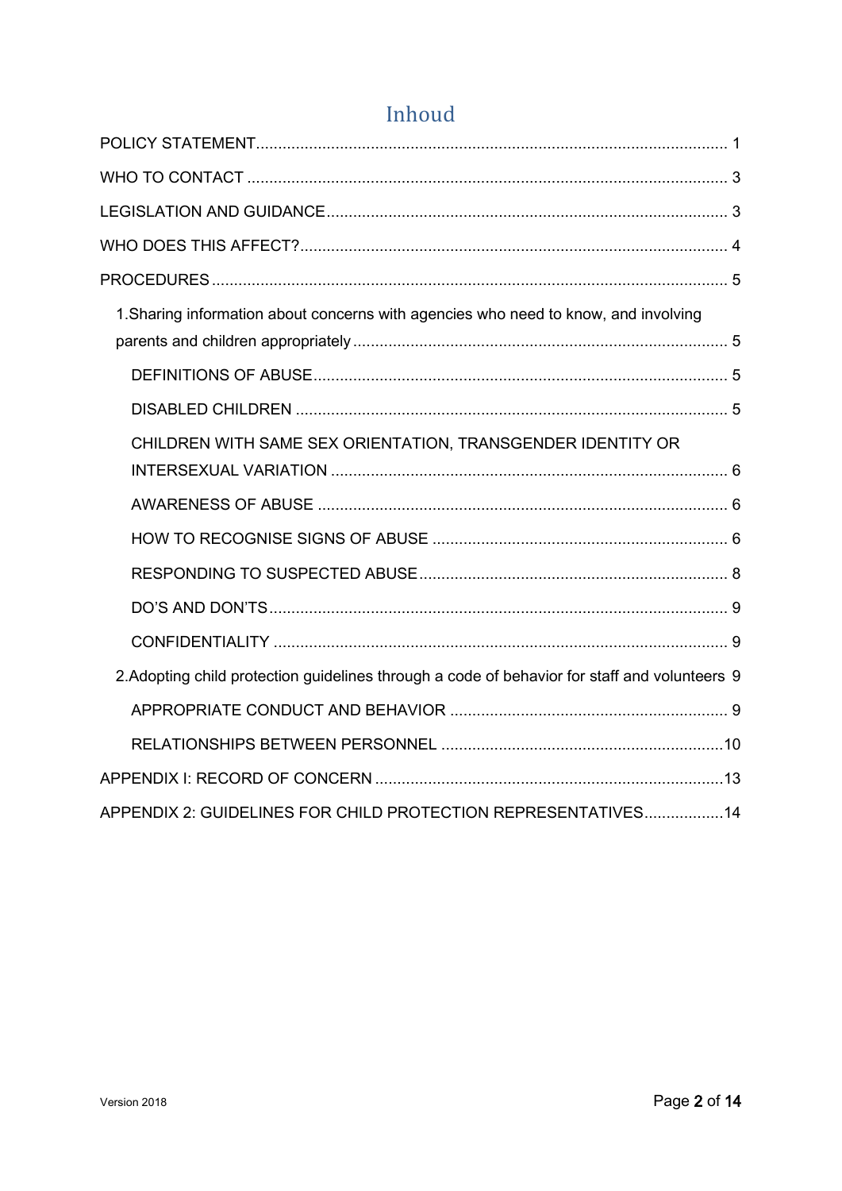# Inhoud

POLICY STATEMENT .......... 1

WHO TO CONTACT .......... 3

LEGISLATION AND GUIDANCE .......... 3

WHO DOES THIS AFFECT? .......... 4

PROCEDURES .......... 5

- 1.Sharing information about concerns with agencies who need to know, and involving parents and children appropriately .......... 5
  - DEFINITIONS OF ABUSE .......... 5
  - DISABLED CHILDREN .......... 5
  - CHILDREN WITH SAME SEX ORIENTATION, TRANSGENDER IDENTITY OR INTERSEXUAL VARIATION .......... 6
  - AWARENESS OF ABUSE .......... 6
  - HOW TO RECOGNISE SIGNS OF ABUSE .......... 6
  - RESPONDING TO SUSPECTED ABUSE .......... 8
  - DO'S AND DON'TS .......... 9
  - CONFIDENTIALITY .......... 9
- 2.Adopting child protection guidelines through a code of behavior for staff and volunteers .......... 9
  - APPROPRIATE CONDUCT AND BEHAVIOR .......... 9
  - RELATIONSHIPS BETWEEN PERSONNEL .......... 10

APPENDIX I: RECORD OF CONCERN .......... 13

APPENDIX 2: GUIDELINES FOR CHILD PROTECTION REPRESENTATIVES .......... 14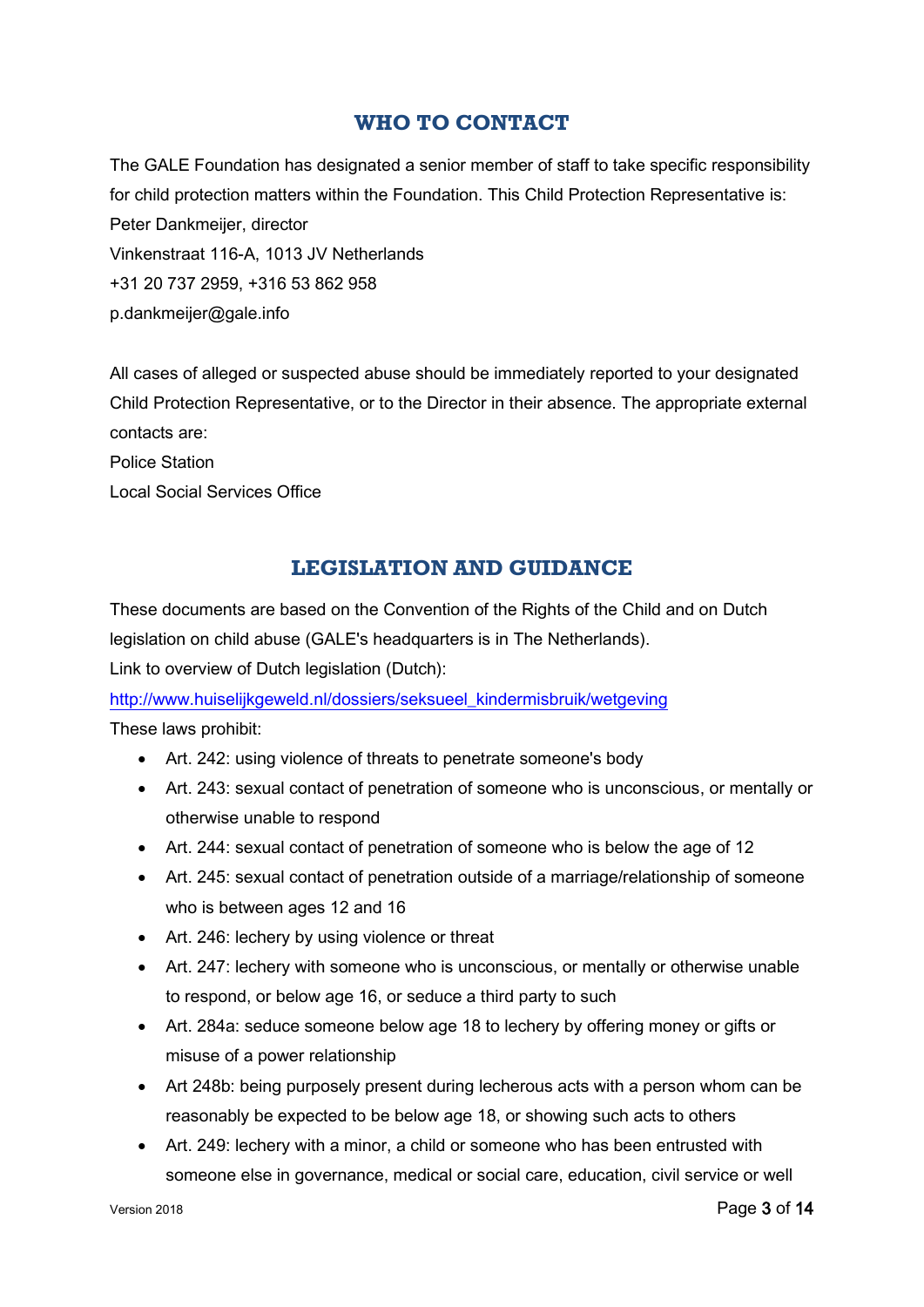## WHO TO CONTACT

The GALE Foundation has designated a senior member of staff to take specific responsibility for child protection matters within the Foundation. This Child Protection Representative is:
Peter Dankmeijer, director
Vinkenstraat 116-A, 1013 JV Netherlands
+31 20 737 2959, +316 53 862 958
p.dankmeijer@gale.info

All cases of alleged or suspected abuse should be immediately reported to your designated Child Protection Representative, or to the Director in their absence. The appropriate external contacts are:
Police Station
Local Social Services Office

## LEGISLATION AND GUIDANCE

These documents are based on the Convention of the Rights of the Child and on Dutch legislation on child abuse (GALE's headquarters is in The Netherlands).
Link to overview of Dutch legislation (Dutch):
[http://www.huiselijkgeweld.nl/dossiers/seksueel_kindermisbruik/wetgeving](http://www.huiselijkgeweld.nl/dossiers/seksueel_kindermisbruik/wetgeving)
These laws prohibit:

- Art. 242: using violence of threats to penetrate someone's body
- Art. 243: sexual contact of penetration of someone who is unconscious, or mentally or otherwise unable to respond
- Art. 244: sexual contact of penetration of someone who is below the age of 12
- Art. 245: sexual contact of penetration outside of a marriage/relationship of someone who is between ages 12 and 16
- Art. 246: lechery by using violence or threat
- Art. 247: lechery with someone who is unconscious, or mentally or otherwise unable to respond, or below age 16, or seduce a third party to such
- Art. 284a: seduce someone below age 18 to lechery by offering money or gifts or misuse of a power relationship
- Art 248b: being purposely present during lecherous acts with a person whom can be reasonably be expected to be below age 18, or showing such acts to others
- Art. 249: lechery with a minor, a child or someone who has been entrusted with someone else in governance, medical or social care, education, civil service or well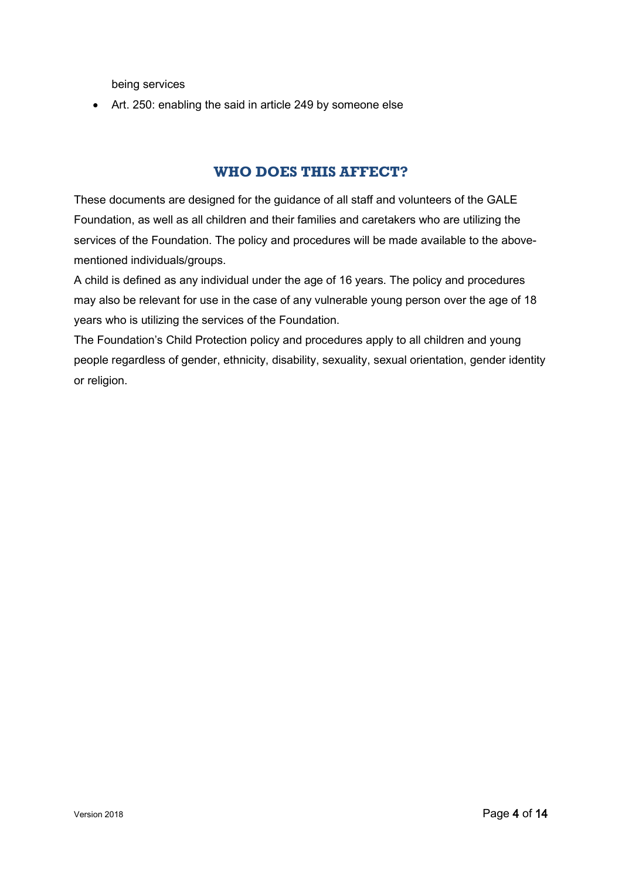being services

- Art. 250: enabling the said in article 249 by someone else

## WHO DOES THIS AFFECT?

These documents are designed for the guidance of all staff and volunteers of the GALE Foundation, as well as all children and their families and caretakers who are utilizing the services of the Foundation. The policy and procedures will be made available to the above-mentioned individuals/groups.

A child is defined as any individual under the age of 16 years. The policy and procedures may also be relevant for use in the case of any vulnerable young person over the age of 18 years who is utilizing the services of the Foundation.

The Foundation's Child Protection policy and procedures apply to all children and young people regardless of gender, ethnicity, disability, sexuality, sexual orientation, gender identity or religion.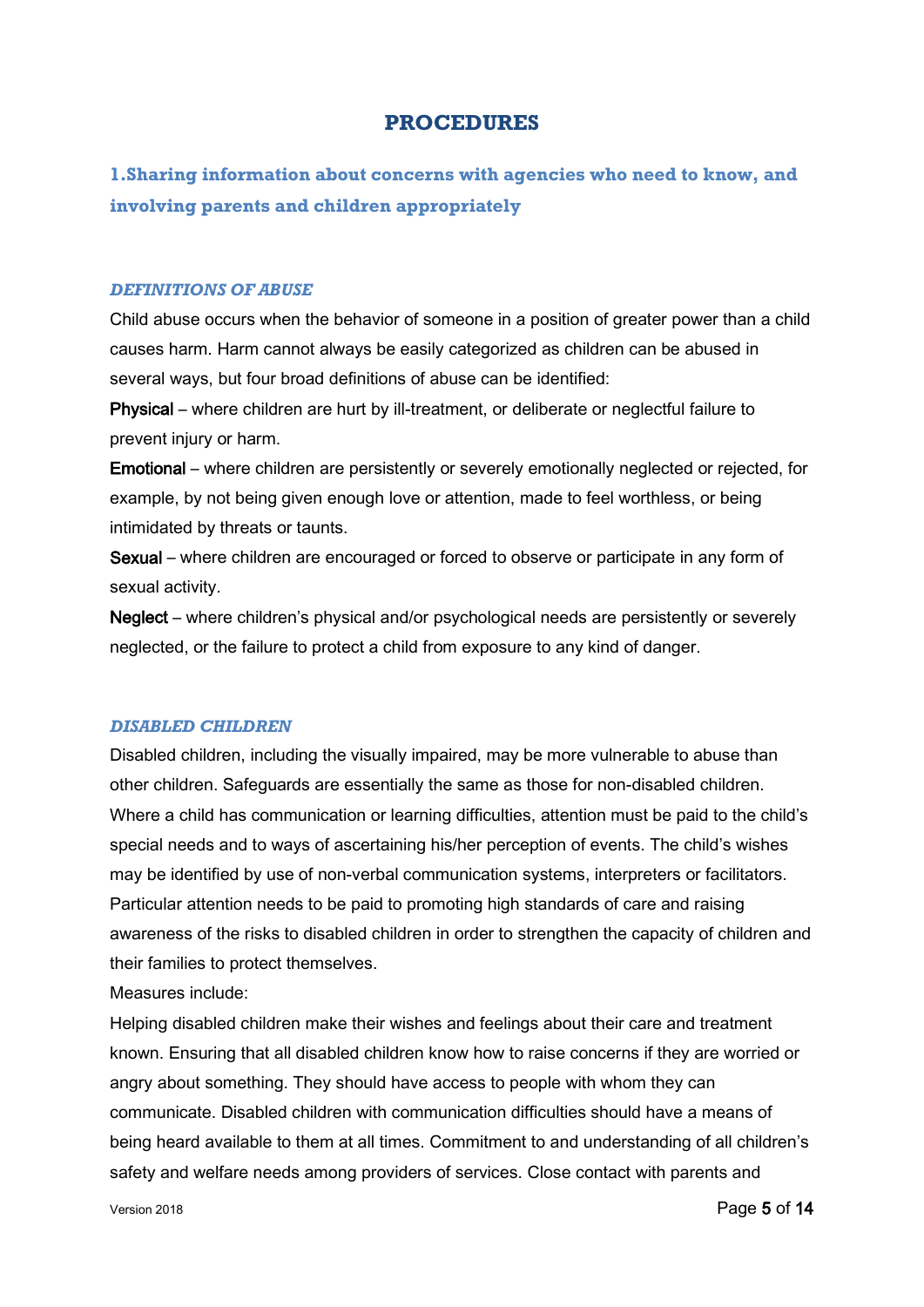# PROCEDURES

## 1.Sharing information about concerns with agencies who need to know, and involving parents and children appropriately

### *DEFINITIONS OF ABUSE*

Child abuse occurs when the behavior of someone in a position of greater power than a child causes harm. Harm cannot always be easily categorized as children can be abused in several ways, but four broad definitions of abuse can be identified:

**Physical** – where children are hurt by ill-treatment, or deliberate or neglectful failure to prevent injury or harm.

**Emotional** – where children are persistently or severely emotionally neglected or rejected, for example, by not being given enough love or attention, made to feel worthless, or being intimidated by threats or taunts.

**Sexual** – where children are encouraged or forced to observe or participate in any form of sexual activity.

**Neglect** – where children's physical and/or psychological needs are persistently or severely neglected, or the failure to protect a child from exposure to any kind of danger.

### *DISABLED CHILDREN*

Disabled children, including the visually impaired, may be more vulnerable to abuse than other children. Safeguards are essentially the same as those for non-disabled children. Where a child has communication or learning difficulties, attention must be paid to the child's special needs and to ways of ascertaining his/her perception of events. The child's wishes may be identified by use of non-verbal communication systems, interpreters or facilitators. Particular attention needs to be paid to promoting high standards of care and raising awareness of the risks to disabled children in order to strengthen the capacity of children and their families to protect themselves.

Measures include:

Helping disabled children make their wishes and feelings about their care and treatment known. Ensuring that all disabled children know how to raise concerns if they are worried or angry about something. They should have access to people with whom they can communicate. Disabled children with communication difficulties should have a means of being heard available to them at all times. Commitment to and understanding of all children's safety and welfare needs among providers of services. Close contact with parents and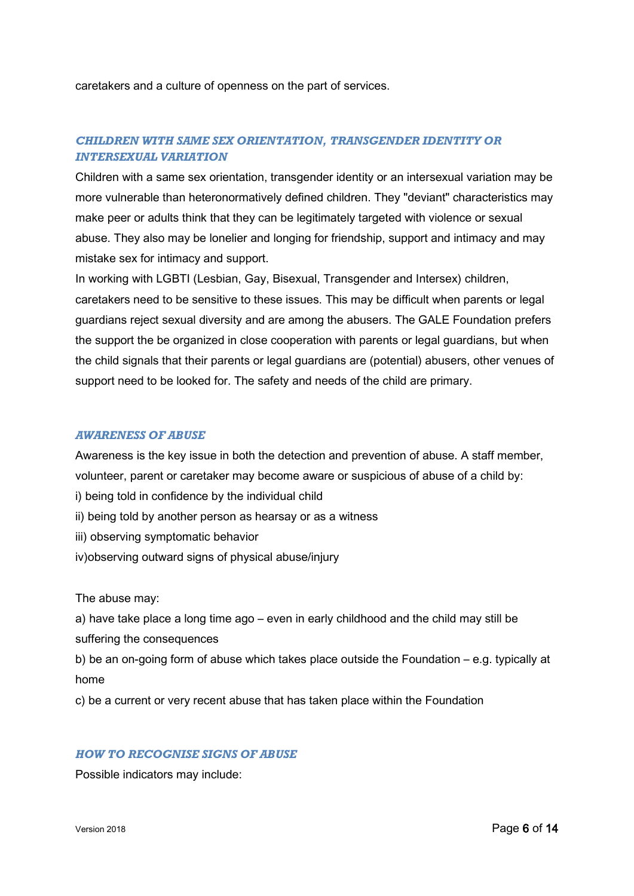caretakers and a culture of openness on the part of services.

### *CHILDREN WITH SAME SEX ORIENTATION, TRANSGENDER IDENTITY OR INTERSEXUAL VARIATION*

Children with a same sex orientation, transgender identity or an intersexual variation may be more vulnerable than heteronormatively defined children. They "deviant" characteristics may make peer or adults think that they can be legitimately targeted with violence or sexual abuse. They also may be lonelier and longing for friendship, support and intimacy and may mistake sex for intimacy and support.

In working with LGBTI (Lesbian, Gay, Bisexual, Transgender and Intersex) children, caretakers need to be sensitive to these issues. This may be difficult when parents or legal guardians reject sexual diversity and are among the abusers. The GALE Foundation prefers the support the be organized in close cooperation with parents or legal guardians, but when the child signals that their parents or legal guardians are (potential) abusers, other venues of support need to be looked for. The safety and needs of the child are primary.

### *AWARENESS OF ABUSE*

Awareness is the key issue in both the detection and prevention of abuse. A staff member, volunteer, parent or caretaker may become aware or suspicious of abuse of a child by:

i) being told in confidence by the individual child

ii) being told by another person as hearsay or as a witness

iii) observing symptomatic behavior

iv)observing outward signs of physical abuse/injury

The abuse may:

a) have take place a long time ago – even in early childhood and the child may still be suffering the consequences

b) be an on-going form of abuse which takes place outside the Foundation – e.g. typically at home

c) be a current or very recent abuse that has taken place within the Foundation

### *HOW TO RECOGNISE SIGNS OF ABUSE*

Possible indicators may include: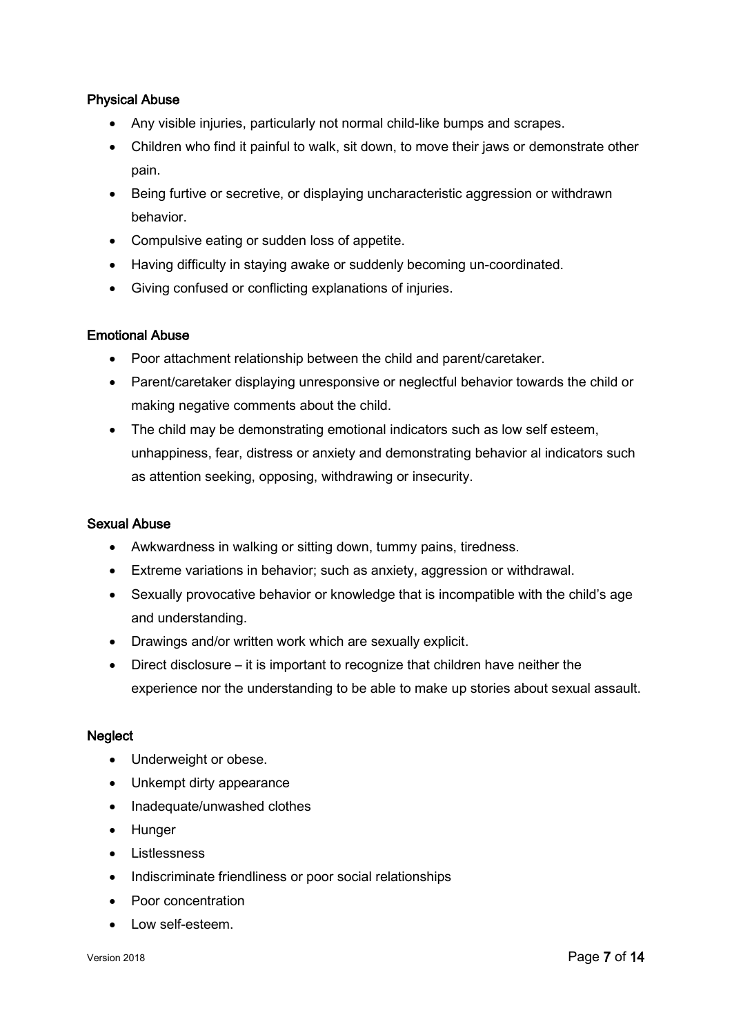### Physical Abuse

- Any visible injuries, particularly not normal child-like bumps and scrapes.
- Children who find it painful to walk, sit down, to move their jaws or demonstrate other pain.
- Being furtive or secretive, or displaying uncharacteristic aggression or withdrawn behavior.
- Compulsive eating or sudden loss of appetite.
- Having difficulty in staying awake or suddenly becoming un-coordinated.
- Giving confused or conflicting explanations of injuries.

### Emotional Abuse

- Poor attachment relationship between the child and parent/caretaker.
- Parent/caretaker displaying unresponsive or neglectful behavior towards the child or making negative comments about the child.
- The child may be demonstrating emotional indicators such as low self esteem, unhappiness, fear, distress or anxiety and demonstrating behavior al indicators such as attention seeking, opposing, withdrawing or insecurity.

### Sexual Abuse

- Awkwardness in walking or sitting down, tummy pains, tiredness.
- Extreme variations in behavior; such as anxiety, aggression or withdrawal.
- Sexually provocative behavior or knowledge that is incompatible with the child's age and understanding.
- Drawings and/or written work which are sexually explicit.
- Direct disclosure – it is important to recognize that children have neither the experience nor the understanding to be able to make up stories about sexual assault.

### Neglect

- Underweight or obese.
- Unkempt dirty appearance
- Inadequate/unwashed clothes
- Hunger
- Listlessness
- Indiscriminate friendliness or poor social relationships
- Poor concentration
- Low self-esteem.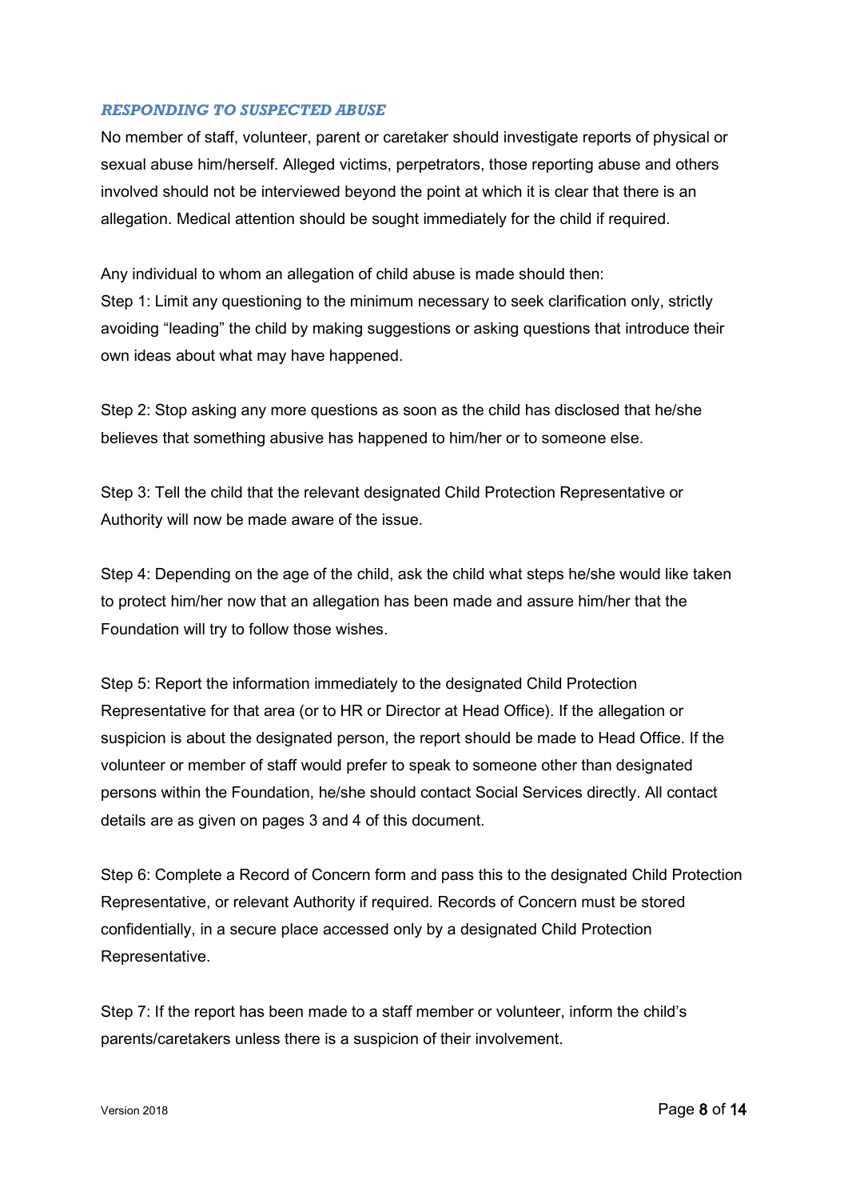### *RESPONDING TO SUSPECTED ABUSE*

No member of staff, volunteer, parent or caretaker should investigate reports of physical or sexual abuse him/herself. Alleged victims, perpetrators, those reporting abuse and others involved should not be interviewed beyond the point at which it is clear that there is an allegation. Medical attention should be sought immediately for the child if required.

Any individual to whom an allegation of child abuse is made should then:

Step 1: Limit any questioning to the minimum necessary to seek clarification only, strictly avoiding "leading" the child by making suggestions or asking questions that introduce their own ideas about what may have happened.

Step 2: Stop asking any more questions as soon as the child has disclosed that he/she believes that something abusive has happened to him/her or to someone else.

Step 3: Tell the child that the relevant designated Child Protection Representative or Authority will now be made aware of the issue.

Step 4: Depending on the age of the child, ask the child what steps he/she would like taken to protect him/her now that an allegation has been made and assure him/her that the Foundation will try to follow those wishes.

Step 5: Report the information immediately to the designated Child Protection Representative for that area (or to HR or Director at Head Office). If the allegation or suspicion is about the designated person, the report should be made to Head Office. If the volunteer or member of staff would prefer to speak to someone other than designated persons within the Foundation, he/she should contact Social Services directly. All contact details are as given on pages 3 and 4 of this document.

Step 6: Complete a Record of Concern form and pass this to the designated Child Protection Representative, or relevant Authority if required. Records of Concern must be stored confidentially, in a secure place accessed only by a designated Child Protection Representative.

Step 7: If the report has been made to a staff member or volunteer, inform the child's parents/caretakers unless there is a suspicion of their involvement.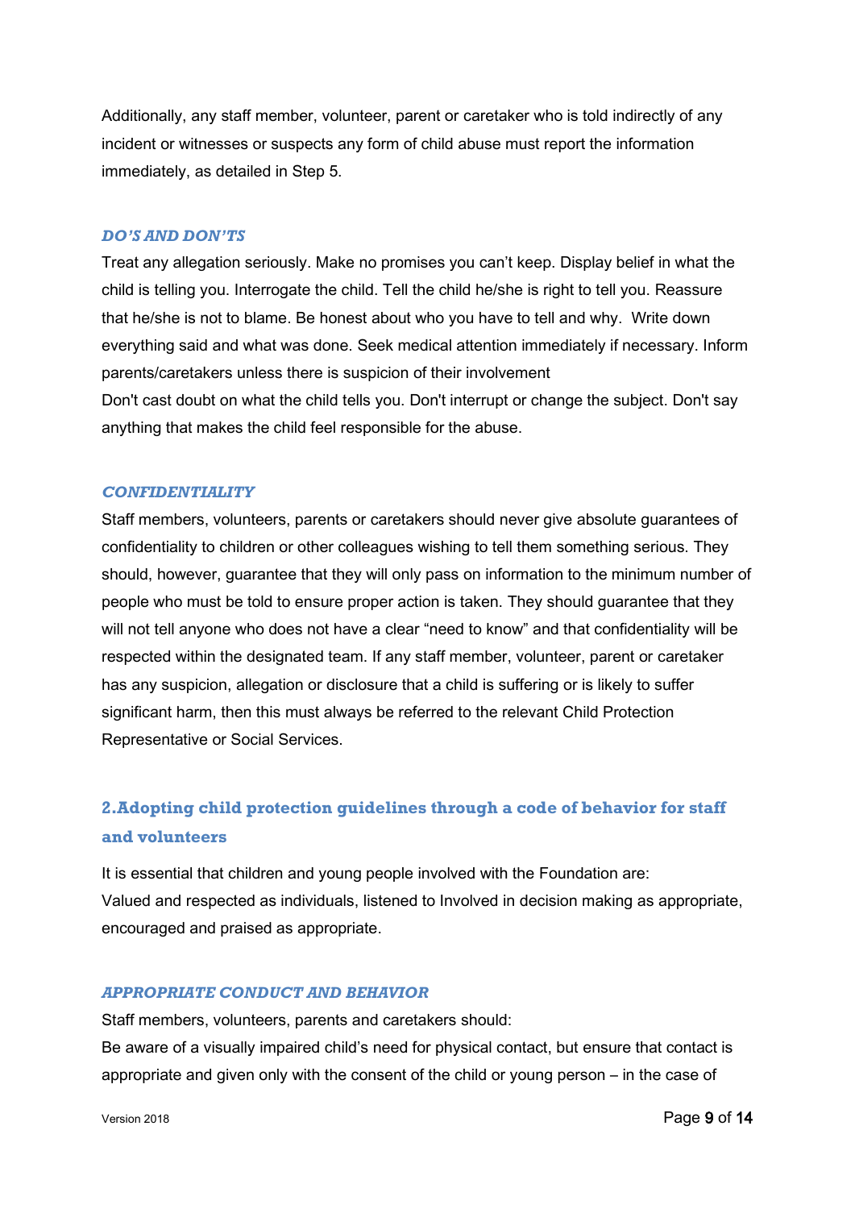Additionally, any staff member, volunteer, parent or caretaker who is told indirectly of any incident or witnesses or suspects any form of child abuse must report the information immediately, as detailed in Step 5.

### *DO'S AND DON'TS*

Treat any allegation seriously. Make no promises you can't keep. Display belief in what the child is telling you. Interrogate the child. Tell the child he/she is right to tell you. Reassure that he/she is not to blame. Be honest about who you have to tell and why. Write down everything said and what was done. Seek medical attention immediately if necessary. Inform parents/caretakers unless there is suspicion of their involvement

Don't cast doubt on what the child tells you. Don't interrupt or change the subject. Don't say anything that makes the child feel responsible for the abuse.

### *CONFIDENTIALITY*

Staff members, volunteers, parents or caretakers should never give absolute guarantees of confidentiality to children or other colleagues wishing to tell them something serious. They should, however, guarantee that they will only pass on information to the minimum number of people who must be told to ensure proper action is taken. They should guarantee that they will not tell anyone who does not have a clear "need to know" and that confidentiality will be respected within the designated team. If any staff member, volunteer, parent or caretaker has any suspicion, allegation or disclosure that a child is suffering or is likely to suffer significant harm, then this must always be referred to the relevant Child Protection Representative or Social Services.

## 2. Adopting child protection guidelines through a code of behavior for staff and volunteers

It is essential that children and young people involved with the Foundation are:
Valued and respected as individuals, listened to Involved in decision making as appropriate, encouraged and praised as appropriate.

### *APPROPRIATE CONDUCT AND BEHAVIOR*

Staff members, volunteers, parents and caretakers should:
Be aware of a visually impaired child's need for physical contact, but ensure that contact is appropriate and given only with the consent of the child or young person – in the case of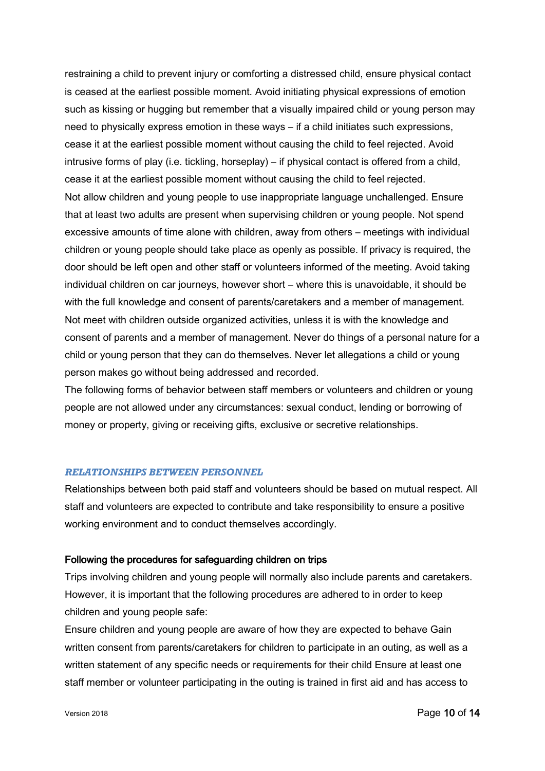restraining a child to prevent injury or comforting a distressed child, ensure physical contact is ceased at the earliest possible moment. Avoid initiating physical expressions of emotion such as kissing or hugging but remember that a visually impaired child or young person may need to physically express emotion in these ways – if a child initiates such expressions, cease it at the earliest possible moment without causing the child to feel rejected. Avoid intrusive forms of play (i.e. tickling, horseplay) – if physical contact is offered from a child, cease it at the earliest possible moment without causing the child to feel rejected.
Not allow children and young people to use inappropriate language unchallenged. Ensure that at least two adults are present when supervising children or young people. Not spend excessive amounts of time alone with children, away from others – meetings with individual children or young people should take place as openly as possible. If privacy is required, the door should be left open and other staff or volunteers informed of the meeting. Avoid taking individual children on car journeys, however short – where this is unavoidable, it should be with the full knowledge and consent of parents/caretakers and a member of management. Not meet with children outside organized activities, unless it is with the knowledge and consent of parents and a member of management. Never do things of a personal nature for a child or young person that they can do themselves. Never let allegations a child or young person makes go without being addressed and recorded.
The following forms of behavior between staff members or volunteers and children or young people are not allowed under any circumstances: sexual conduct, lending or borrowing of money or property, giving or receiving gifts, exclusive or secretive relationships.

### *RELATIONSHIPS BETWEEN PERSONNEL*

Relationships between both paid staff and volunteers should be based on mutual respect. All staff and volunteers are expected to contribute and take responsibility to ensure a positive working environment and to conduct themselves accordingly.

#### Following the procedures for safeguarding children on trips

Trips involving children and young people will normally also include parents and caretakers. However, it is important that the following procedures are adhered to in order to keep children and young people safe:
Ensure children and young people are aware of how they are expected to behave Gain written consent from parents/caretakers for children to participate in an outing, as well as a written statement of any specific needs or requirements for their child Ensure at least one staff member or volunteer participating in the outing is trained in first aid and has access to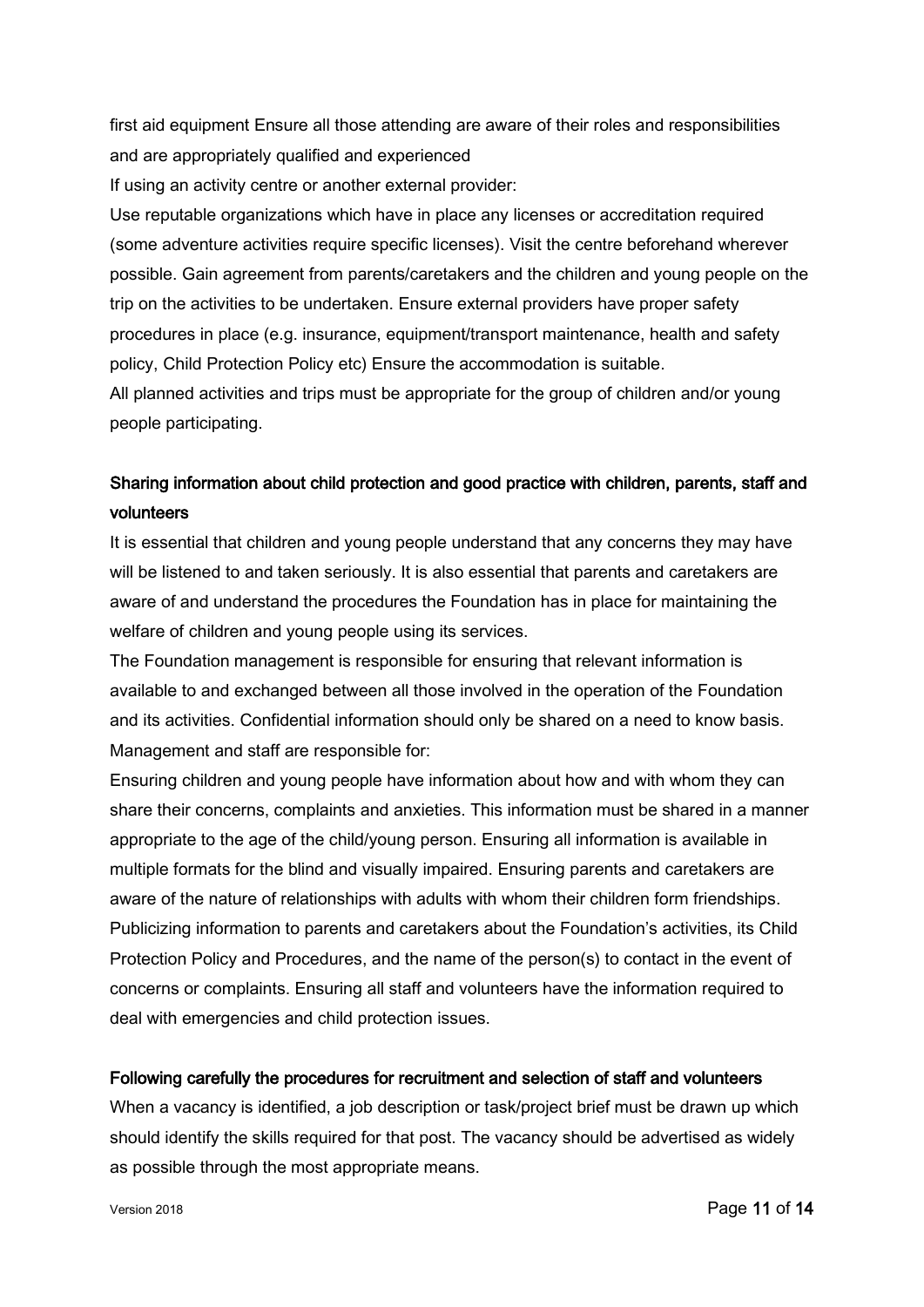first aid equipment Ensure all those attending are aware of their roles and responsibilities and are appropriately qualified and experienced

If using an activity centre or another external provider:

Use reputable organizations which have in place any licenses or accreditation required (some adventure activities require specific licenses). Visit the centre beforehand wherever possible. Gain agreement from parents/caretakers and the children and young people on the trip on the activities to be undertaken. Ensure external providers have proper safety procedures in place (e.g. insurance, equipment/transport maintenance, health and safety policy, Child Protection Policy etc) Ensure the accommodation is suitable.

All planned activities and trips must be appropriate for the group of children and/or young people participating.

## Sharing information about child protection and good practice with children, parents, staff and volunteers

It is essential that children and young people understand that any concerns they may have will be listened to and taken seriously. It is also essential that parents and caretakers are aware of and understand the procedures the Foundation has in place for maintaining the welfare of children and young people using its services.

The Foundation management is responsible for ensuring that relevant information is available to and exchanged between all those involved in the operation of the Foundation and its activities. Confidential information should only be shared on a need to know basis.

Management and staff are responsible for:

Ensuring children and young people have information about how and with whom they can share their concerns, complaints and anxieties. This information must be shared in a manner appropriate to the age of the child/young person. Ensuring all information is available in multiple formats for the blind and visually impaired. Ensuring parents and caretakers are aware of the nature of relationships with adults with whom their children form friendships. Publicizing information to parents and caretakers about the Foundation's activities, its Child Protection Policy and Procedures, and the name of the person(s) to contact in the event of concerns or complaints. Ensuring all staff and volunteers have the information required to deal with emergencies and child protection issues.

## Following carefully the procedures for recruitment and selection of staff and volunteers

When a vacancy is identified, a job description or task/project brief must be drawn up which should identify the skills required for that post. The vacancy should be advertised as widely as possible through the most appropriate means.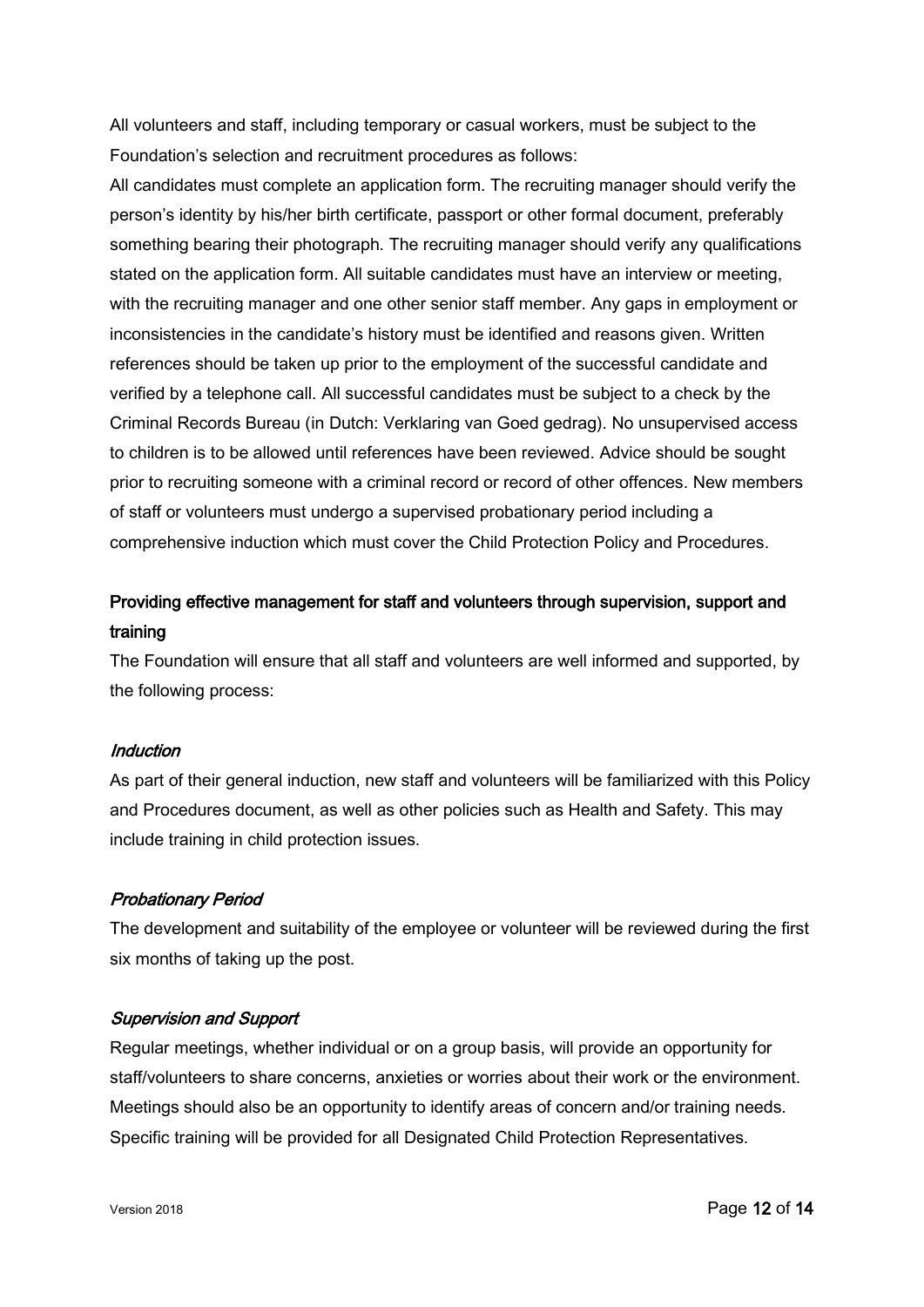All volunteers and staff, including temporary or casual workers, must be subject to the Foundation's selection and recruitment procedures as follows:

All candidates must complete an application form. The recruiting manager should verify the person's identity by his/her birth certificate, passport or other formal document, preferably something bearing their photograph. The recruiting manager should verify any qualifications stated on the application form. All suitable candidates must have an interview or meeting, with the recruiting manager and one other senior staff member. Any gaps in employment or inconsistencies in the candidate's history must be identified and reasons given. Written references should be taken up prior to the employment of the successful candidate and verified by a telephone call. All successful candidates must be subject to a check by the Criminal Records Bureau (in Dutch: Verklaring van Goed gedrag). No unsupervised access to children is to be allowed until references have been reviewed. Advice should be sought prior to recruiting someone with a criminal record or record of other offences. New members of staff or volunteers must undergo a supervised probationary period including a comprehensive induction which must cover the Child Protection Policy and Procedures.

### Providing effective management for staff and volunteers through supervision, support and training

The Foundation will ensure that all staff and volunteers are well informed and supported, by the following process:

#### *Induction*

As part of their general induction, new staff and volunteers will be familiarized with this Policy and Procedures document, as well as other policies such as Health and Safety. This may include training in child protection issues.

#### *Probationary Period*

The development and suitability of the employee or volunteer will be reviewed during the first six months of taking up the post.

#### *Supervision and Support*

Regular meetings, whether individual or on a group basis, will provide an opportunity for staff/volunteers to share concerns, anxieties or worries about their work or the environment. Meetings should also be an opportunity to identify areas of concern and/or training needs. Specific training will be provided for all Designated Child Protection Representatives.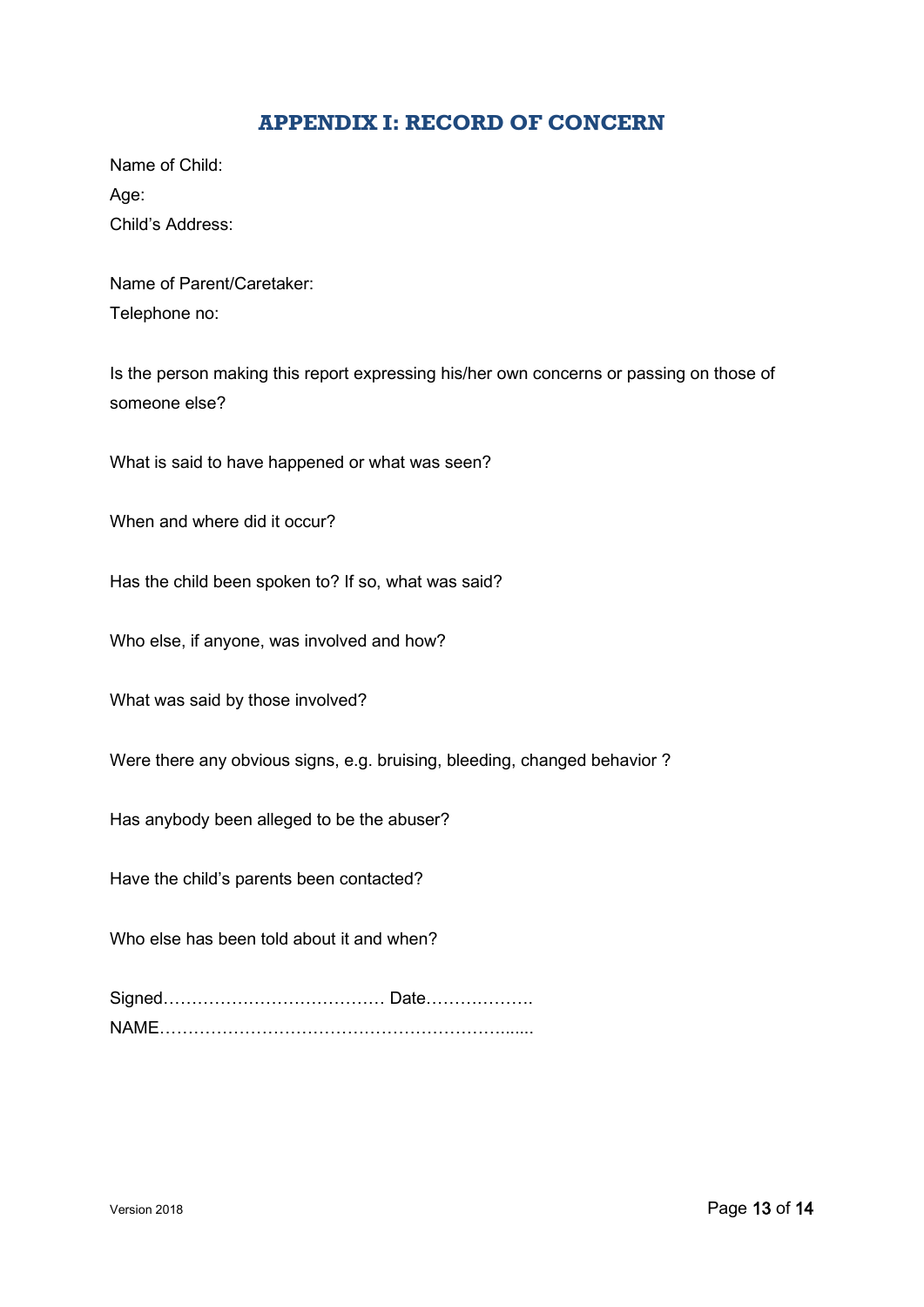# APPENDIX I: RECORD OF CONCERN

Name of Child:

Age:

Child's Address:

Name of Parent/Caretaker:

Telephone no:

Is the person making this report expressing his/her own concerns or passing on those of someone else?

What is said to have happened or what was seen?

When and where did it occur?

Has the child been spoken to? If so, what was said?

Who else, if anyone, was involved and how?

What was said by those involved?

Were there any obvious signs, e.g. bruising, bleeding, changed behavior ?

Has anybody been alleged to be the abuser?

Have the child's parents been contacted?

Who else has been told about it and when?

Signed………………………………… Date……………….

NAME…………………………………………………….......

Version 2018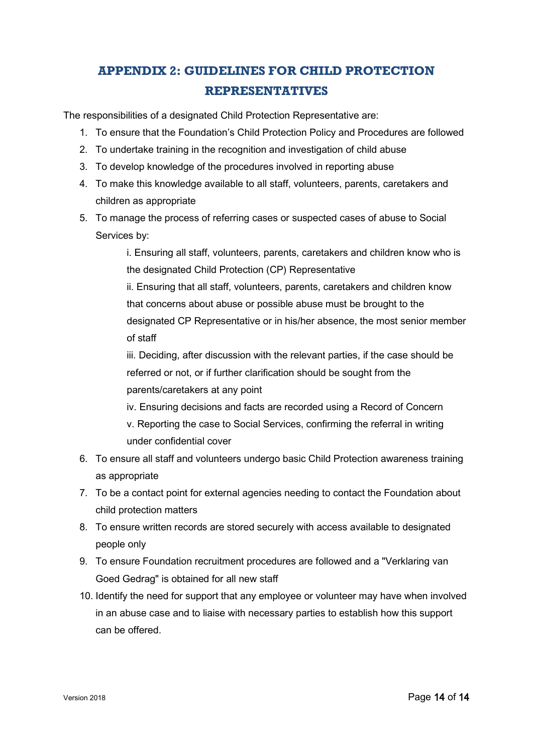## APPENDIX 2: GUIDELINES FOR CHILD PROTECTION REPRESENTATIVES

The responsibilities of a designated Child Protection Representative are:

1. To ensure that the Foundation's Child Protection Policy and Procedures are followed
2. To undertake training in the recognition and investigation of child abuse
3. To develop knowledge of the procedures involved in reporting abuse
4. To make this knowledge available to all staff, volunteers, parents, caretakers and children as appropriate
5. To manage the process of referring cases or suspected cases of abuse to Social Services by:

    i. Ensuring all staff, volunteers, parents, caretakers and children know who is the designated Child Protection (CP) Representative

    ii. Ensuring that all staff, volunteers, parents, caretakers and children know that concerns about abuse or possible abuse must be brought to the designated CP Representative or in his/her absence, the most senior member of staff

    iii. Deciding, after discussion with the relevant parties, if the case should be referred or not, or if further clarification should be sought from the parents/caretakers at any point

    iv. Ensuring decisions and facts are recorded using a Record of Concern

    v. Reporting the case to Social Services, confirming the referral in writing under confidential cover

6. To ensure all staff and volunteers undergo basic Child Protection awareness training as appropriate
7. To be a contact point for external agencies needing to contact the Foundation about child protection matters
8. To ensure written records are stored securely with access available to designated people only
9. To ensure Foundation recruitment procedures are followed and a "Verklaring van Goed Gedrag" is obtained for all new staff
10. Identify the need for support that any employee or volunteer may have when involved in an abuse case and to liaise with necessary parties to establish how this support can be offered.